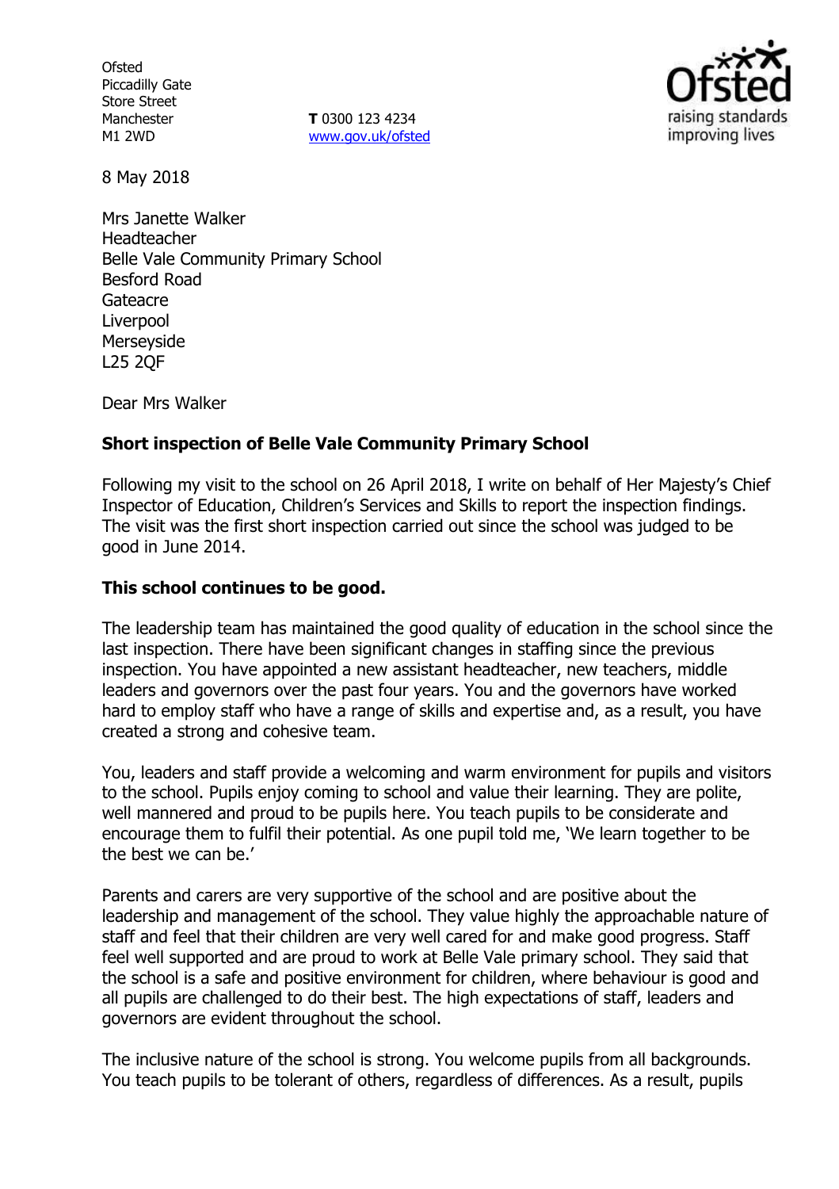Ofsted
Piccadilly Gate
Store Street
Manchester
M1 2WD

**T** 0300 123 4234
www.gov.uk/ofsted

8 May 2018

Mrs Janette Walker
Headteacher
Belle Vale Community Primary School
Besford Road
Gateacre
Liverpool
Merseyside
L25 2QF

Dear Mrs Walker

**Short inspection of Belle Vale Community Primary School**

Following my visit to the school on 26 April 2018, I write on behalf of Her Majesty's Chief Inspector of Education, Children's Services and Skills to report the inspection findings. The visit was the first short inspection carried out since the school was judged to be good in June 2014.

**This school continues to be good.**

The leadership team has maintained the good quality of education in the school since the last inspection. There have been significant changes in staffing since the previous inspection. You have appointed a new assistant headteacher, new teachers, middle leaders and governors over the past four years. You and the governors have worked hard to employ staff who have a range of skills and expertise and, as a result, you have created a strong and cohesive team.

You, leaders and staff provide a welcoming and warm environment for pupils and visitors to the school. Pupils enjoy coming to school and value their learning. They are polite, well mannered and proud to be pupils here. You teach pupils to be considerate and encourage them to fulfil their potential. As one pupil told me, 'We learn together to be the best we can be.'

Parents and carers are very supportive of the school and are positive about the leadership and management of the school. They value highly the approachable nature of staff and feel that their children are very well cared for and make good progress. Staff feel well supported and are proud to work at Belle Vale primary school. They said that the school is a safe and positive environment for children, where behaviour is good and all pupils are challenged to do their best. The high expectations of staff, leaders and governors are evident throughout the school.

The inclusive nature of the school is strong. You welcome pupils from all backgrounds. You teach pupils to be tolerant of others, regardless of differences. As a result, pupils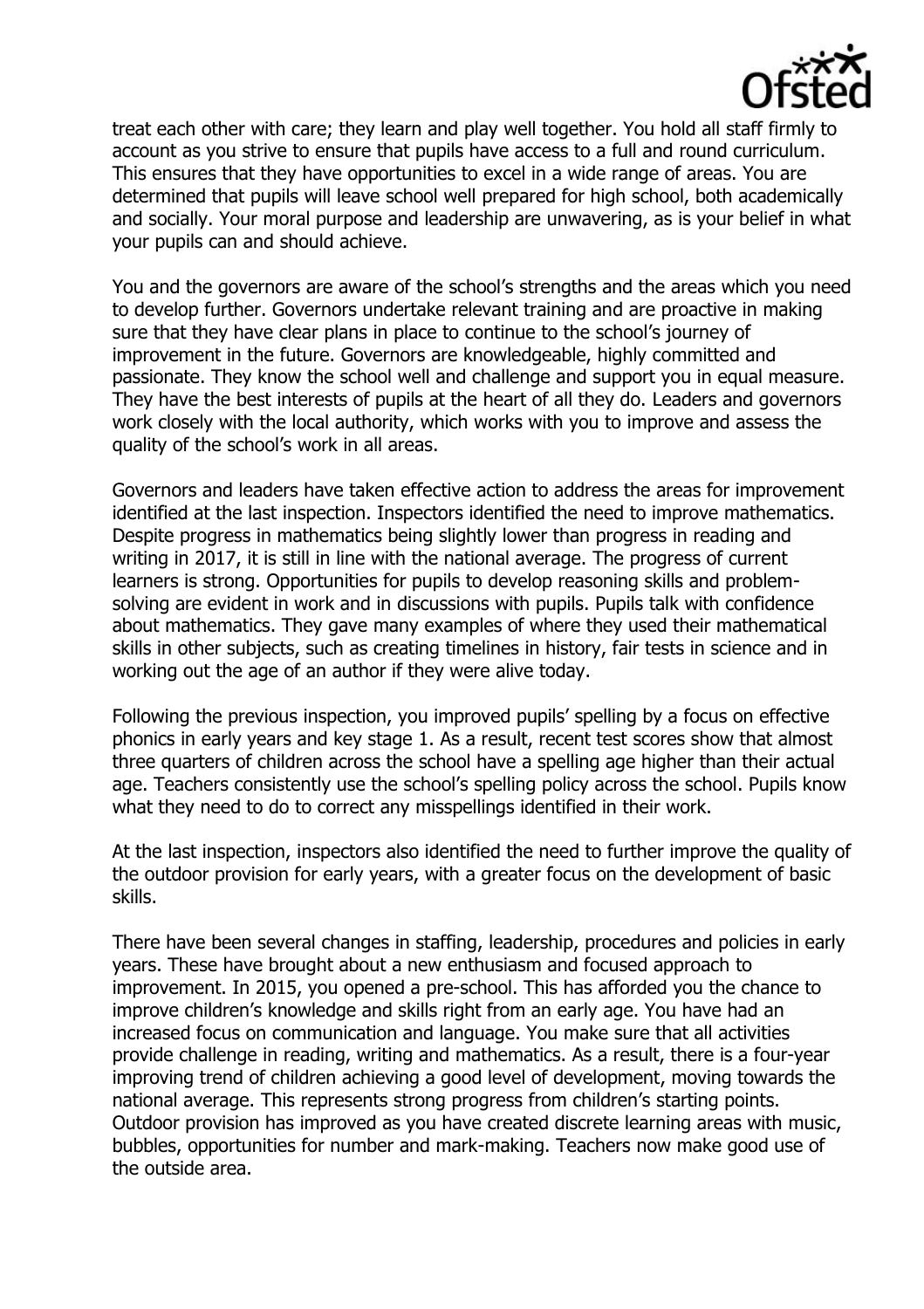treat each other with care; they learn and play well together. You hold all staff firmly to account as you strive to ensure that pupils have access to a full and round curriculum. This ensures that they have opportunities to excel in a wide range of areas. You are determined that pupils will leave school well prepared for high school, both academically and socially. Your moral purpose and leadership are unwavering, as is your belief in what your pupils can and should achieve.

You and the governors are aware of the school's strengths and the areas which you need to develop further. Governors undertake relevant training and are proactive in making sure that they have clear plans in place to continue to the school's journey of improvement in the future. Governors are knowledgeable, highly committed and passionate. They know the school well and challenge and support you in equal measure. They have the best interests of pupils at the heart of all they do. Leaders and governors work closely with the local authority, which works with you to improve and assess the quality of the school's work in all areas.

Governors and leaders have taken effective action to address the areas for improvement identified at the last inspection. Inspectors identified the need to improve mathematics. Despite progress in mathematics being slightly lower than progress in reading and writing in 2017, it is still in line with the national average. The progress of current learners is strong. Opportunities for pupils to develop reasoning skills and problem-solving are evident in work and in discussions with pupils. Pupils talk with confidence about mathematics. They gave many examples of where they used their mathematical skills in other subjects, such as creating timelines in history, fair tests in science and in working out the age of an author if they were alive today.

Following the previous inspection, you improved pupils' spelling by a focus on effective phonics in early years and key stage 1. As a result, recent test scores show that almost three quarters of children across the school have a spelling age higher than their actual age. Teachers consistently use the school's spelling policy across the school. Pupils know what they need to do to correct any misspellings identified in their work.

At the last inspection, inspectors also identified the need to further improve the quality of the outdoor provision for early years, with a greater focus on the development of basic skills.

There have been several changes in staffing, leadership, procedures and policies in early years. These have brought about a new enthusiasm and focused approach to improvement. In 2015, you opened a pre-school. This has afforded you the chance to improve children's knowledge and skills right from an early age. You have had an increased focus on communication and language. You make sure that all activities provide challenge in reading, writing and mathematics. As a result, there is a four-year improving trend of children achieving a good level of development, moving towards the national average. This represents strong progress from children's starting points. Outdoor provision has improved as you have created discrete learning areas with music, bubbles, opportunities for number and mark-making. Teachers now make good use of the outside area.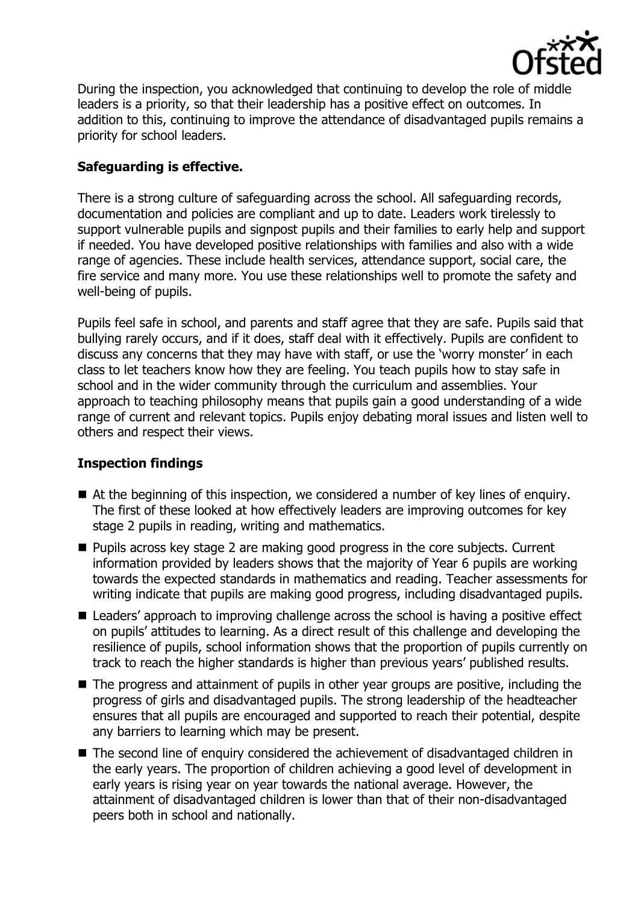During the inspection, you acknowledged that continuing to develop the role of middle leaders is a priority, so that their leadership has a positive effect on outcomes. In addition to this, continuing to improve the attendance of disadvantaged pupils remains a priority for school leaders.

## Safeguarding is effective.

There is a strong culture of safeguarding across the school. All safeguarding records, documentation and policies are compliant and up to date. Leaders work tirelessly to support vulnerable pupils and signpost pupils and their families to early help and support if needed. You have developed positive relationships with families and also with a wide range of agencies. These include health services, attendance support, social care, the fire service and many more. You use these relationships well to promote the safety and well-being of pupils.

Pupils feel safe in school, and parents and staff agree that they are safe. Pupils said that bullying rarely occurs, and if it does, staff deal with it effectively. Pupils are confident to discuss any concerns that they may have with staff, or use the 'worry monster' in each class to let teachers know how they are feeling. You teach pupils how to stay safe in school and in the wider community through the curriculum and assemblies. Your approach to teaching philosophy means that pupils gain a good understanding of a wide range of current and relevant topics. Pupils enjoy debating moral issues and listen well to others and respect their views.

## Inspection findings

- At the beginning of this inspection, we considered a number of key lines of enquiry. The first of these looked at how effectively leaders are improving outcomes for key stage 2 pupils in reading, writing and mathematics.
- Pupils across key stage 2 are making good progress in the core subjects. Current information provided by leaders shows that the majority of Year 6 pupils are working towards the expected standards in mathematics and reading. Teacher assessments for writing indicate that pupils are making good progress, including disadvantaged pupils.
- Leaders' approach to improving challenge across the school is having a positive effect on pupils' attitudes to learning. As a direct result of this challenge and developing the resilience of pupils, school information shows that the proportion of pupils currently on track to reach the higher standards is higher than previous years' published results.
- The progress and attainment of pupils in other year groups are positive, including the progress of girls and disadvantaged pupils. The strong leadership of the headteacher ensures that all pupils are encouraged and supported to reach their potential, despite any barriers to learning which may be present.
- The second line of enquiry considered the achievement of disadvantaged children in the early years. The proportion of children achieving a good level of development in early years is rising year on year towards the national average. However, the attainment of disadvantaged children is lower than that of their non-disadvantaged peers both in school and nationally.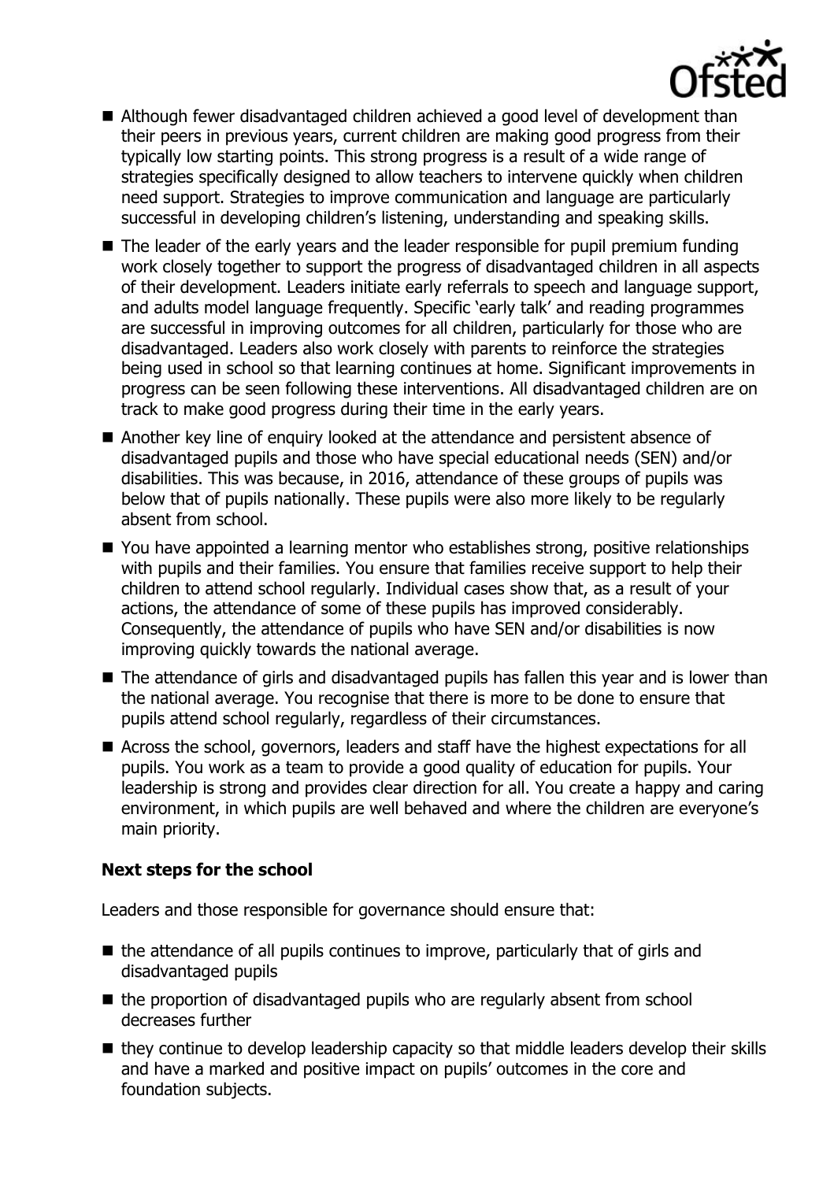- Although fewer disadvantaged children achieved a good level of development than their peers in previous years, current children are making good progress from their typically low starting points. This strong progress is a result of a wide range of strategies specifically designed to allow teachers to intervene quickly when children need support. Strategies to improve communication and language are particularly successful in developing children's listening, understanding and speaking skills.
- The leader of the early years and the leader responsible for pupil premium funding work closely together to support the progress of disadvantaged children in all aspects of their development. Leaders initiate early referrals to speech and language support, and adults model language frequently. Specific 'early talk' and reading programmes are successful in improving outcomes for all children, particularly for those who are disadvantaged. Leaders also work closely with parents to reinforce the strategies being used in school so that learning continues at home. Significant improvements in progress can be seen following these interventions. All disadvantaged children are on track to make good progress during their time in the early years.
- Another key line of enquiry looked at the attendance and persistent absence of disadvantaged pupils and those who have special educational needs (SEN) and/or disabilities. This was because, in 2016, attendance of these groups of pupils was below that of pupils nationally. These pupils were also more likely to be regularly absent from school.
- You have appointed a learning mentor who establishes strong, positive relationships with pupils and their families. You ensure that families receive support to help their children to attend school regularly. Individual cases show that, as a result of your actions, the attendance of some of these pupils has improved considerably. Consequently, the attendance of pupils who have SEN and/or disabilities is now improving quickly towards the national average.
- The attendance of girls and disadvantaged pupils has fallen this year and is lower than the national average. You recognise that there is more to be done to ensure that pupils attend school regularly, regardless of their circumstances.
- Across the school, governors, leaders and staff have the highest expectations for all pupils. You work as a team to provide a good quality of education for pupils. Your leadership is strong and provides clear direction for all. You create a happy and caring environment, in which pupils are well behaved and where the children are everyone's main priority.

### Next steps for the school

Leaders and those responsible for governance should ensure that:

- the attendance of all pupils continues to improve, particularly that of girls and disadvantaged pupils
- the proportion of disadvantaged pupils who are regularly absent from school decreases further
- they continue to develop leadership capacity so that middle leaders develop their skills and have a marked and positive impact on pupils' outcomes in the core and foundation subjects.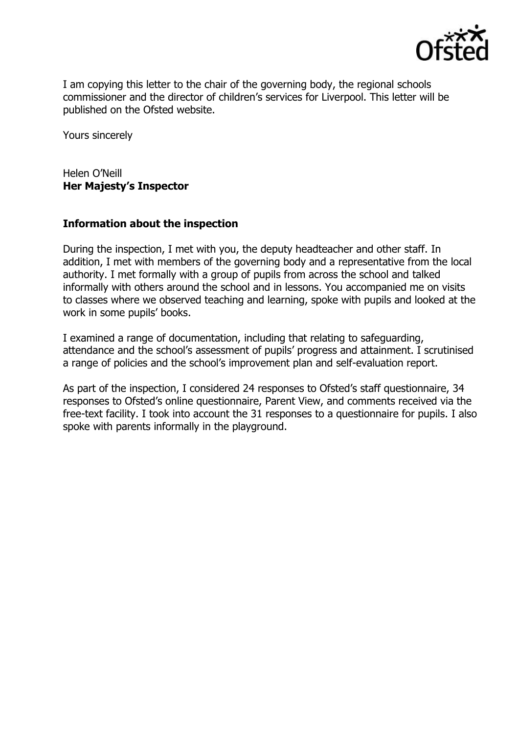I am copying this letter to the chair of the governing body, the regional schools commissioner and the director of children's services for Liverpool. This letter will be published on the Ofsted website.

Yours sincerely

Helen O'Neill
**Her Majesty's Inspector**

## Information about the inspection

During the inspection, I met with you, the deputy headteacher and other staff. In addition, I met with members of the governing body and a representative from the local authority. I met formally with a group of pupils from across the school and talked informally with others around the school and in lessons. You accompanied me on visits to classes where we observed teaching and learning, spoke with pupils and looked at the work in some pupils' books.

I examined a range of documentation, including that relating to safeguarding, attendance and the school's assessment of pupils' progress and attainment. I scrutinised a range of policies and the school's improvement plan and self-evaluation report.

As part of the inspection, I considered 24 responses to Ofsted's staff questionnaire, 34 responses to Ofsted's online questionnaire, Parent View, and comments received via the free-text facility. I took into account the 31 responses to a questionnaire for pupils. I also spoke with parents informally in the playground.